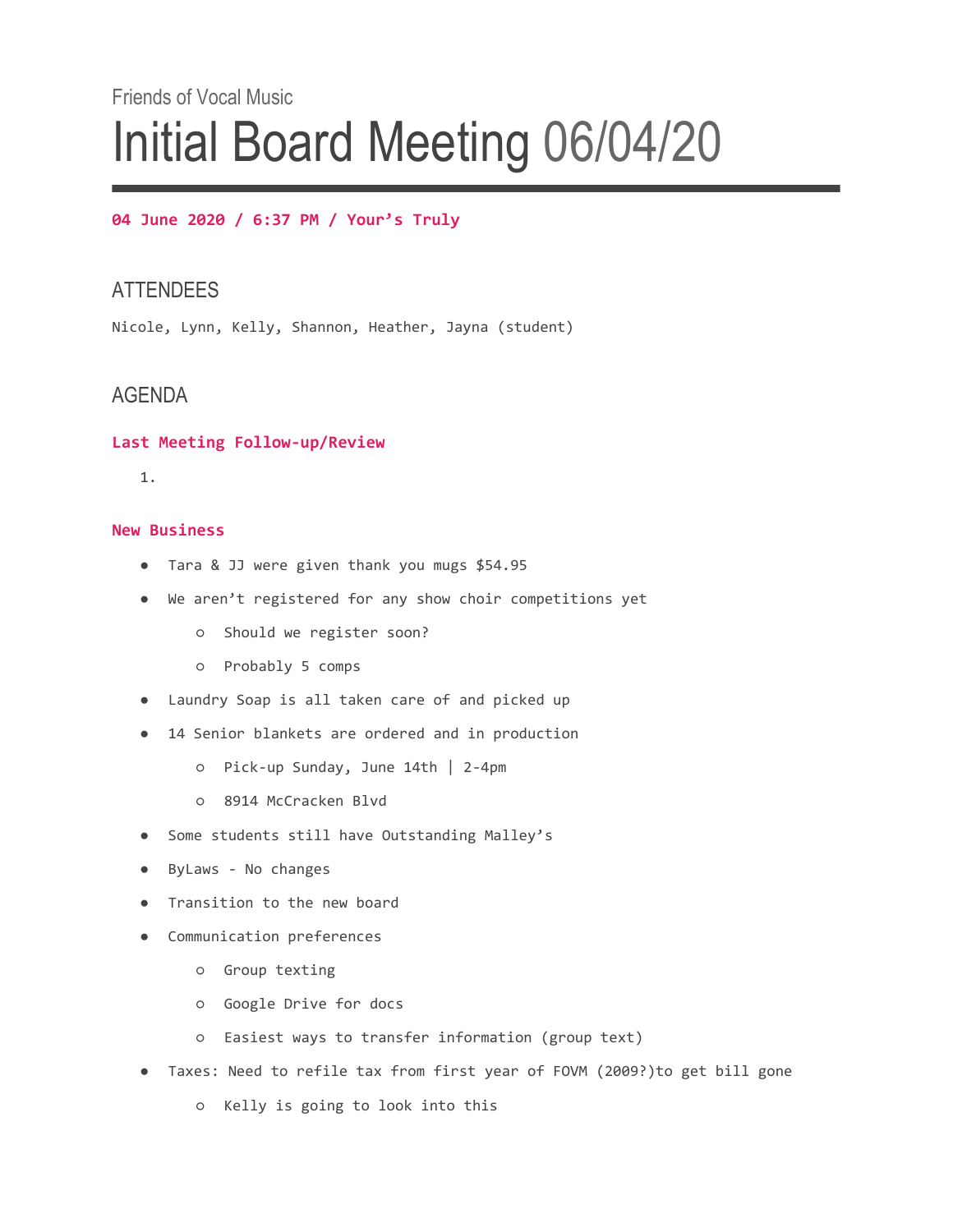Friends of Vocal Music

# Initial Board Meeting 06/04/20

**04 June 2020 / 6:37 PM / Your's Truly**

## ATTENDEES

Nicole, Lynn, Kelly, Shannon, Heather, Jayna (student)

## AGENDA

### Last Meeting Follow-up/Review

1.

### New Business

- Tara & JJ were given thank you mugs $54.95
- We aren't registered for any show choir competitions yet
    - Should we register soon?
    - Probably 5 comps
- Laundry Soap is all taken care of and picked up
- 14 Senior blankets are ordered and in production
    - Pick-up Sunday, June 14th | 2-4pm
    - 8914 McCracken Blvd
- Some students still have Outstanding Malley's
- ByLaws - No changes
- Transition to the new board
- Communication preferences
    - Group texting
    - Google Drive for docs
    - Easiest ways to transfer information (group text)
- Taxes: Need to refile tax from first year of FOVM (2009?)to get bill gone
    - Kelly is going to look into this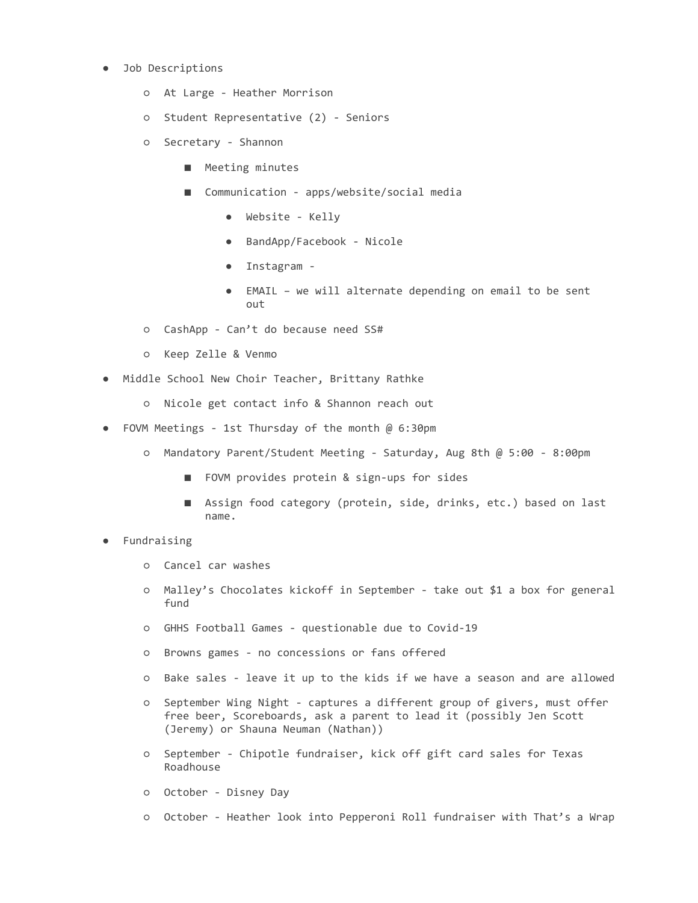- Job Descriptions
    - At Large - Heather Morrison
    - Student Representative (2) - Seniors
    - Secretary - Shannon
        - Meeting minutes
        - Communication - apps/website/social media
            - Website - Kelly
            - BandApp/Facebook - Nicole
            - Instagram -
            - EMAIL – we will alternate depending on email to be sent out
    - CashApp - Can't do because need SS#
    - Keep Zelle & Venmo
- Middle School New Choir Teacher, Brittany Rathke
    - Nicole get contact info & Shannon reach out
- FOVM Meetings - 1st Thursday of the month @ 6:30pm
    - Mandatory Parent/Student Meeting - Saturday, Aug 8th @ 5:00 - 8:00pm
        - FOVM provides protein & sign-ups for sides
        - Assign food category (protein, side, drinks, etc.) based on last name.
- Fundraising
    - Cancel car washes
    - Malley's Chocolates kickoff in September - take out $1 a box for general fund
    - GHHS Football Games - questionable due to Covid-19
    - Browns games - no concessions or fans offered
    - Bake sales - leave it up to the kids if we have a season and are allowed
    - September Wing Night - captures a different group of givers, must offer free beer, Scoreboards, ask a parent to lead it (possibly Jen Scott (Jeremy) or Shauna Neuman (Nathan))
    - September - Chipotle fundraiser, kick off gift card sales for Texas Roadhouse
    - October - Disney Day
    - October - Heather look into Pepperoni Roll fundraiser with That's a Wrap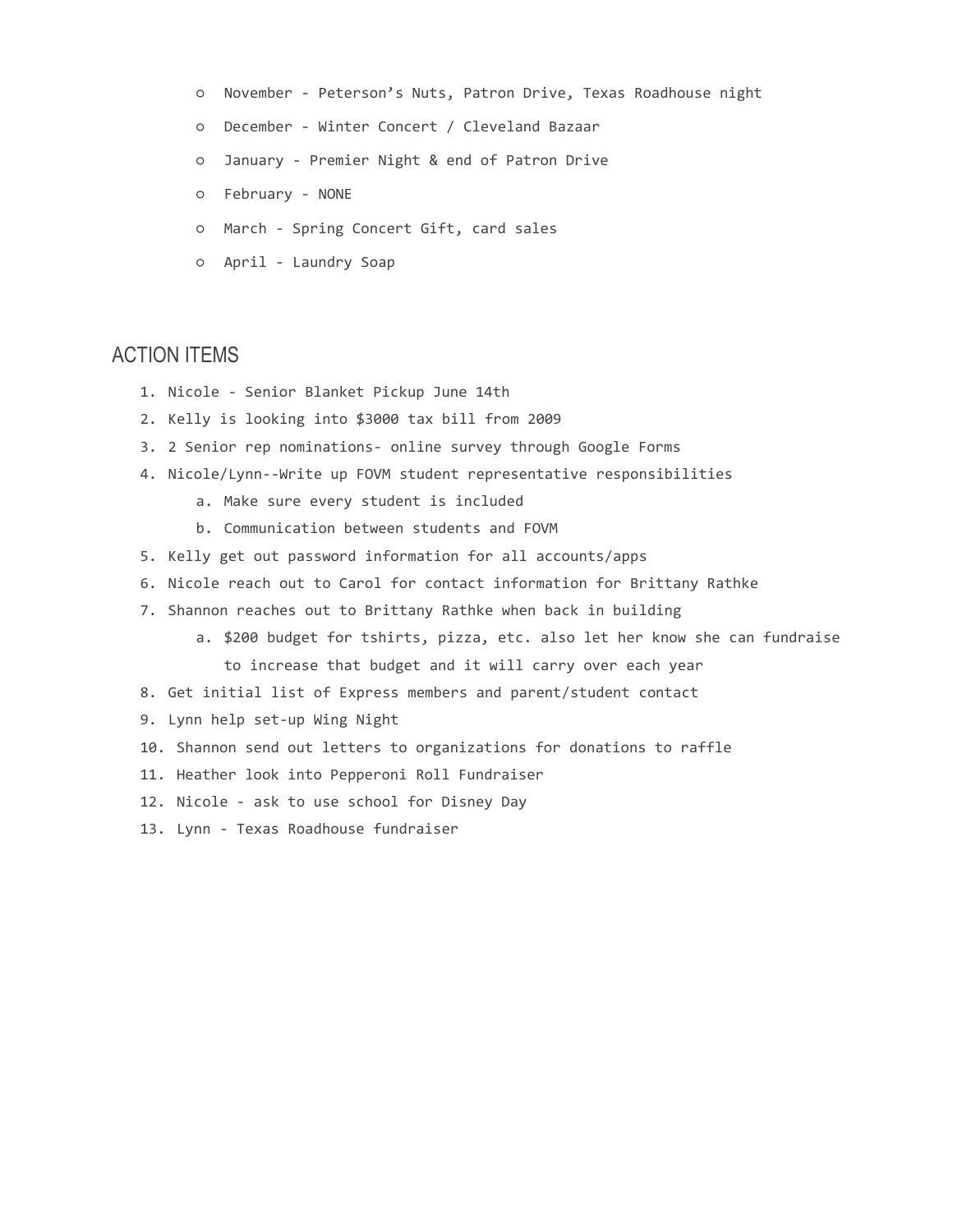- November - Peterson’s Nuts, Patron Drive, Texas Roadhouse night
- December - Winter Concert / Cleveland Bazaar
- January - Premier Night & end of Patron Drive
- February - NONE
- March - Spring Concert Gift, card sales
- April - Laundry Soap

## ACTION ITEMS

1. Nicole - Senior Blanket Pickup June 14th
2. Kelly is looking into $3000 tax bill from 2009
3. 2 Senior rep nominations- online survey through Google Forms
4. Nicole/Lynn--Write up FOVM student representative responsibilities
   a. Make sure every student is included
   b. Communication between students and FOVM
5. Kelly get out password information for all accounts/apps
6. Nicole reach out to Carol for contact information for Brittany Rathke
7. Shannon reaches out to Brittany Rathke when back in building
   a. $200 budget for tshirts, pizza, etc. also let her know she can fundraise to increase that budget and it will carry over each year
8. Get initial list of Express members and parent/student contact
9. Lynn help set-up Wing Night
10. Shannon send out letters to organizations for donations to raffle
11. Heather look into Pepperoni Roll Fundraiser
12. Nicole - ask to use school for Disney Day
13. Lynn - Texas Roadhouse fundraiser